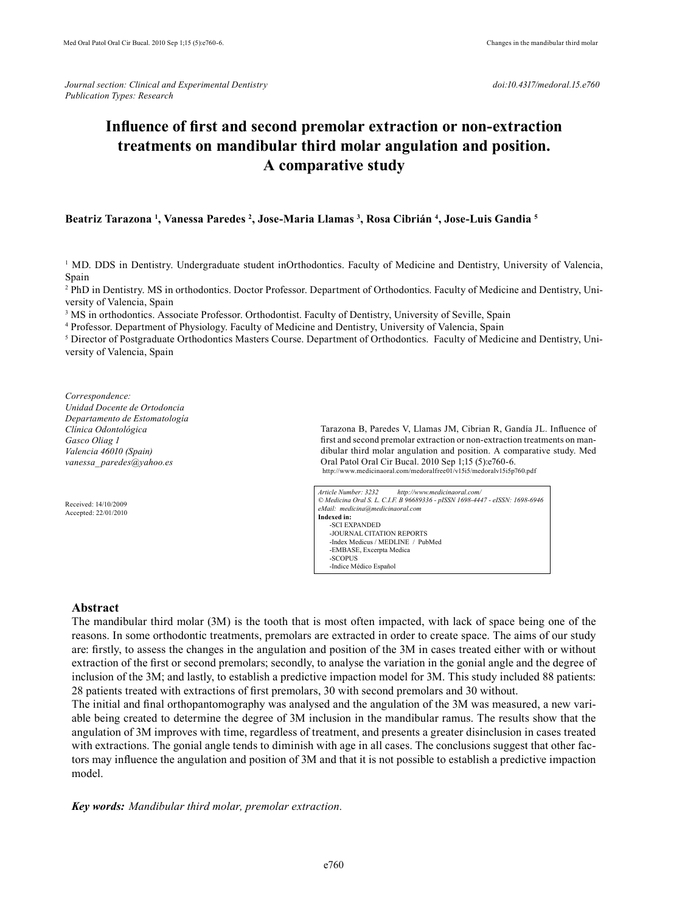*Journal section: Clinical and Experimental Dentistry*
*Publication Types: Research*

*doi:10.4317/medoral.15.e760*

# Influence of first and second premolar extraction or non-extraction treatments on mandibular third molar angulation and position. A comparative study

**Beatriz Tarazona [1], Vanessa Paredes [2], Jose-Maria Llamas [3], Rosa Cibrián [4], Jose-Luis Gandia [5]**

[1] MD. DDS in Dentistry. Undergraduate student inOrthodontics. Faculty of Medicine and Dentistry, University of Valencia, Spain
[2] PhD in Dentistry. MS in orthodontics. Doctor Professor. Department of Orthodontics. Faculty of Medicine and Dentistry, University of Valencia, Spain
[3] MS in orthodontics. Associate Professor. Orthodontist. Faculty of Dentistry, University of Seville, Spain
[4] Professor. Department of Physiology. Faculty of Medicine and Dentistry, University of Valencia, Spain
[5] Director of Postgraduate Orthodontics Masters Course. Department of Orthodontics. Faculty of Medicine and Dentistry, University of Valencia, Spain

*Correspondence:*
*Unidad Docente de Ortodoncia*
*Departamento de Estomatología*
*Clínica Odontológica*
*Gasco Oliag 1*
*Valencia 46010 (Spain)*
*vanessa_paredes@yahoo.es*

Received: 14/10/2009
Accepted: 22/01/2010

Tarazona B, Paredes V, Llamas JM, Cibrian R, Gandía JL. Influence of first and second premolar extraction or non-extraction treatments on mandibular third molar angulation and position. A comparative study. Med Oral Patol Oral Cir Bucal. 2010 Sep 1;15 (5):e760-6.
http://www.medicinaoral.com/medoralfree01/v15i5/medoralv15i5p760.pdf

*Article Number: 3232 http://www.medicinaoral.com/*
*© Medicina Oral S. L. C.I.F. B 96689336 - pISSN 1698-4447 - eISSN: 1698-6946*
*eMail: medicina@medicinaoral.com*
**Indexed in:**
- -SCI EXPANDED
- -JOURNAL CITATION REPORTS
- -Index Medicus / MEDLINE / PubMed
- -EMBASE, Excerpta Medica
- -SCOPUS
- -Indice Médico Español

## Abstract

The mandibular third molar (3M) is the tooth that is most often impacted, with lack of space being one of the reasons. In some orthodontic treatments, premolars are extracted in order to create space. The aims of our study are: firstly, to assess the changes in the angulation and position of the 3M in cases treated either with or without extraction of the first or second premolars; secondly, to analyse the variation in the gonial angle and the degree of inclusion of the 3M; and lastly, to establish a predictive impaction model for 3M. This study included 88 patients: 28 patients treated with extractions of first premolars, 30 with second premolars and 30 without.

The initial and final orthopantomography was analysed and the angulation of the 3M was measured, a new variable being created to determine the degree of 3M inclusion in the mandibular ramus. The results show that the angulation of 3M improves with time, regardless of treatment, and presents a greater disinclusion in cases treated with extractions. The gonial angle tends to diminish with age in all cases. The conclusions suggest that other factors may influence the angulation and position of 3M and that it is not possible to establish a predictive impaction model.

***Key words:*** *Mandibular third molar, premolar extraction.*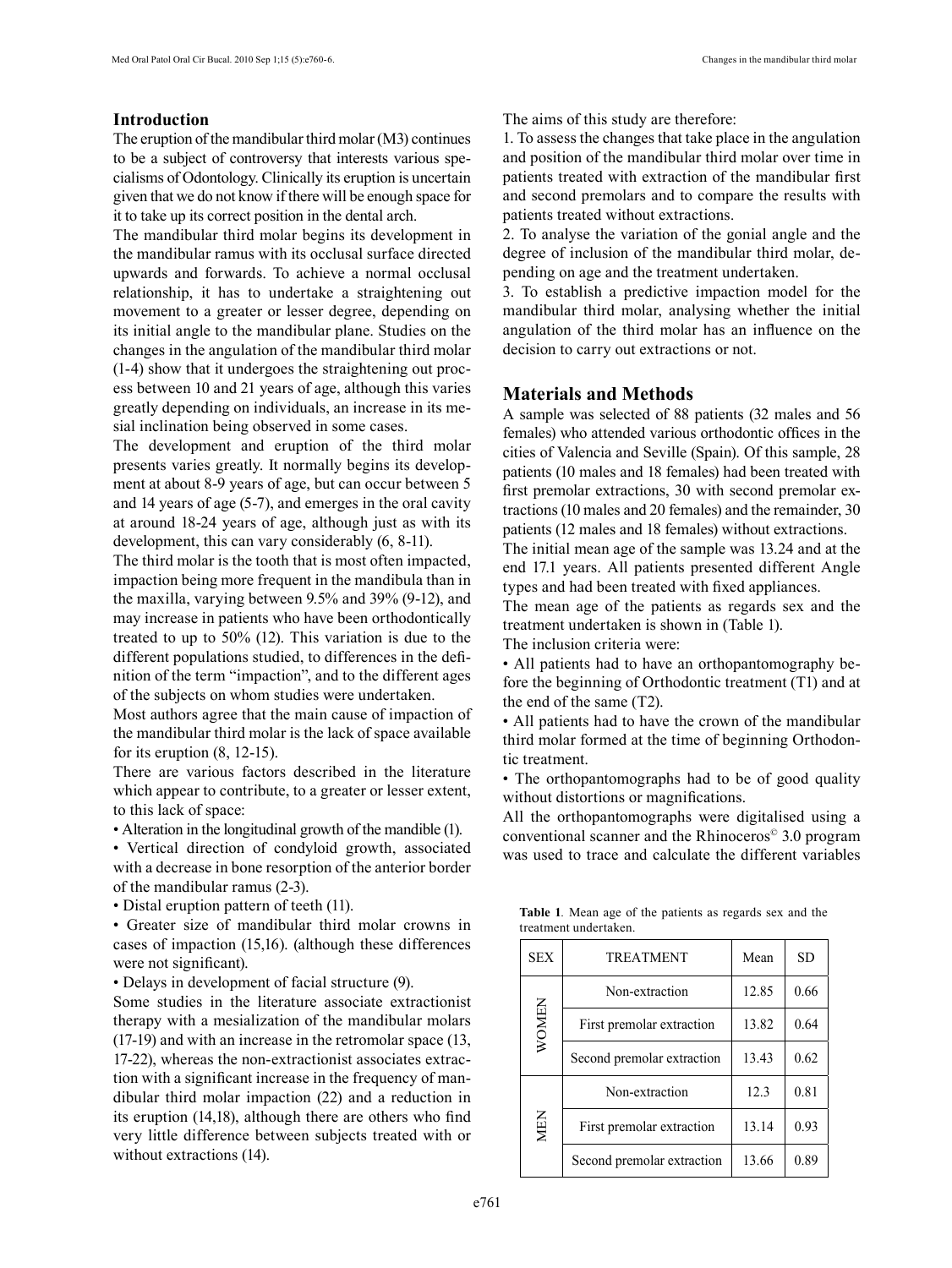## Introduction

The eruption of the mandibular third molar (M3) continues to be a subject of controversy that interests various specialisms of Odontology. Clinically its eruption is uncertain given that we do not know if there will be enough space for it to take up its correct position in the dental arch.

The mandibular third molar begins its development in the mandibular ramus with its occlusal surface directed upwards and forwards. To achieve a normal occlusal relationship, it has to undertake a straightening out movement to a greater or lesser degree, depending on its initial angle to the mandibular plane. Studies on the changes in the angulation of the mandibular third molar (1-4) show that it undergoes the straightening out process between 10 and 21 years of age, although this varies greatly depending on individuals, an increase in its mesial inclination being observed in some cases.

The development and eruption of the third molar presents varies greatly. It normally begins its development at about 8-9 years of age, but can occur between 5 and 14 years of age (5-7), and emerges in the oral cavity at around 18-24 years of age, although just as with its development, this can vary considerably (6, 8-11).

The third molar is the tooth that is most often impacted, impaction being more frequent in the mandibula than in the maxilla, varying between 9.5% and 39% (9-12), and may increase in patients who have been orthodontically treated to up to 50% (12). This variation is due to the different populations studied, to differences in the definition of the term "impaction", and to the different ages of the subjects on whom studies were undertaken.

Most authors agree that the main cause of impaction of the mandibular third molar is the lack of space available for its eruption (8, 12-15).

There are various factors described in the literature which appear to contribute, to a greater or lesser extent, to this lack of space:

• Alteration in the longitudinal growth of the mandible (1).

• Vertical direction of condyloid growth, associated with a decrease in bone resorption of the anterior border of the mandibular ramus (2-3).

• Distal eruption pattern of teeth (11).

• Greater size of mandibular third molar crowns in cases of impaction (15,16). (although these differences were not significant).

• Delays in development of facial structure (9).

Some studies in the literature associate extractionist therapy with a mesialization of the mandibular molars (17-19) and with an increase in the retromolar space (13, 17-22), whereas the non-extractionist associates extraction with a significant increase in the frequency of mandibular third molar impaction (22) and a reduction in its eruption (14,18), although there are others who find very little difference between subjects treated with or without extractions (14).

The aims of this study are therefore:

1. To assess the changes that take place in the angulation and position of the mandibular third molar over time in patients treated with extraction of the mandibular first and second premolars and to compare the results with patients treated without extractions.

2. To analyse the variation of the gonial angle and the degree of inclusion of the mandibular third molar, depending on age and the treatment undertaken.

3. To establish a predictive impaction model for the mandibular third molar, analysing whether the initial angulation of the third molar has an influence on the decision to carry out extractions or not.

## Materials and Methods

A sample was selected of 88 patients (32 males and 56 females) who attended various orthodontic offices in the cities of Valencia and Seville (Spain). Of this sample, 28 patients (10 males and 18 females) had been treated with first premolar extractions, 30 with second premolar extractions (10 males and 20 females) and the remainder, 30 patients (12 males and 18 females) without extractions.

The initial mean age of the sample was 13.24 and at the end 17.1 years. All patients presented different Angle types and had been treated with fixed appliances.

The mean age of the patients as regards sex and the treatment undertaken is shown in (Table 1).

The inclusion criteria were:

• All patients had to have an orthopantomography before the beginning of Orthodontic treatment (T1) and at the end of the same (T2).

• All patients had to have the crown of the mandibular third molar formed at the time of beginning Orthodontic treatment.

• The orthopantomographs had to be of good quality without distortions or magnifications.

All the orthopantomographs were digitalised using a conventional scanner and the Rhinoceros© 3.0 program was used to trace and calculate the different variables

**Table 1**. Mean age of the patients as regards sex and the treatment undertaken.

| SEX | TREATMENT | Mean | SD |
|---|---|---|---|
| WOMEN | Non-extraction | 12.85 | 0.66 |
| | First premolar extraction | 13.82 | 0.64 |
| | Second premolar extraction | 13.43 | 0.62 |
| MEN | Non-extraction | 12.3 | 0.81 |
| | First premolar extraction | 13.14 | 0.93 |
| | Second premolar extraction | 13.66 | 0.89 |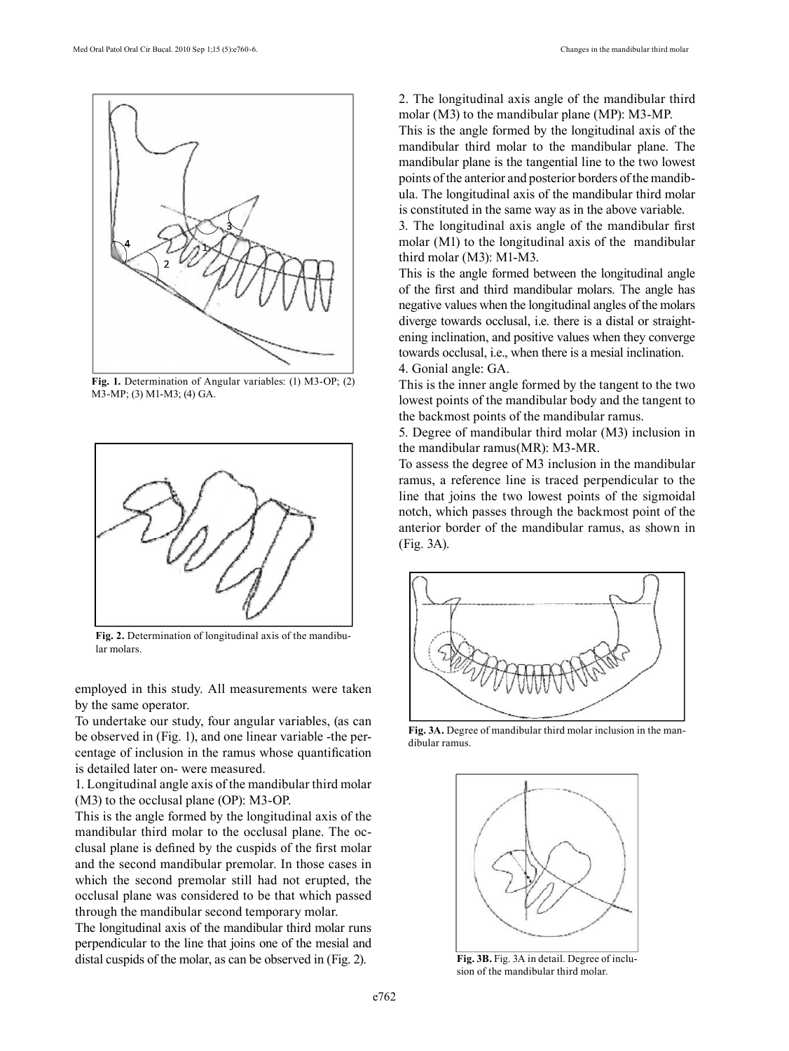Fig. 1. Determination of Angular variables: (1) M3-OP; (2) M3-MP; (3) M1-M3; (4) GA.

Fig. 2. Determination of longitudinal axis of the mandibular molars.

employed in this study. All measurements were taken by the same operator.

To undertake our study, four angular variables, (as can be observed in (Fig. 1), and one linear variable -the percentage of inclusion in the ramus whose quantification is detailed later on- were measured.

1. Longitudinal angle axis of the mandibular third molar (M3) to the occlusal plane (OP): M3-OP.

This is the angle formed by the longitudinal axis of the mandibular third molar to the occlusal plane. The occlusal plane is defined by the cuspids of the first molar and the second mandibular premolar. In those cases in which the second premolar still had not erupted, the occlusal plane was considered to be that which passed through the mandibular second temporary molar.

The longitudinal axis of the mandibular third molar runs perpendicular to the line that joins one of the mesial and distal cuspids of the molar, as can be observed in (Fig. 2).

2. The longitudinal axis angle of the mandibular third molar (M3) to the mandibular plane (MP): M3-MP.

This is the angle formed by the longitudinal axis of the mandibular third molar to the mandibular plane. The mandibular plane is the tangential line to the two lowest points of the anterior and posterior borders of the mandibula. The longitudinal axis of the mandibular third molar is constituted in the same way as in the above variable.

3. The longitudinal axis angle of the mandibular first molar (M1) to the longitudinal axis of the mandibular third molar (M3): M1-M3.

This is the angle formed between the longitudinal angle of the first and third mandibular molars. The angle has negative values when the longitudinal angles of the molars diverge towards occlusal, i.e. there is a distal or straightening inclination, and positive values when they converge towards occlusal, i.e., when there is a mesial inclination.

4. Gonial angle: GA.

This is the inner angle formed by the tangent to the two lowest points of the mandibular body and the tangent to the backmost points of the mandibular ramus.

5. Degree of mandibular third molar (M3) inclusion in the mandibular ramus(MR): M3-MR.

To assess the degree of M3 inclusion in the mandibular ramus, a reference line is traced perpendicular to the line that joins the two lowest points of the sigmoidal notch, which passes through the backmost point of the anterior border of the mandibular ramus, as shown in (Fig. 3A).

Fig. 3A. Degree of mandibular third molar inclusion in the mandibular ramus.

Fig. 3B. Fig. 3A in detail. Degree of inclusion of the mandibular third molar.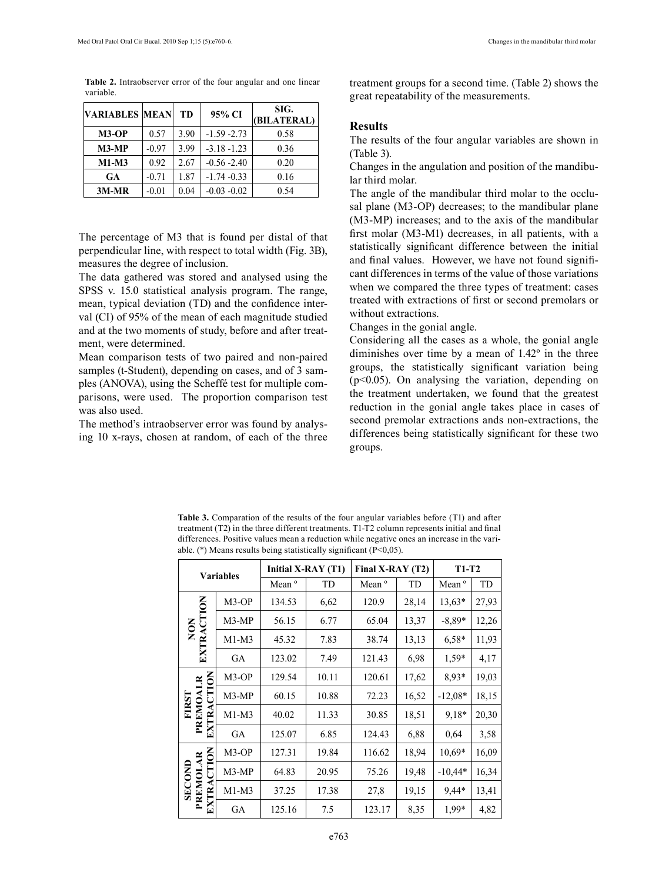**Table 2.** Intraobserver error of the four angular and one linear variable.

| VARIABLES | MEAN | TD | 95% CI | SIG. (BILATERAL) |
|---|---|---|---|---|
| M3-OP | 0.57 | 3.90 | -1.59 -2.73 | 0.58 |
| M3-MP | -0.97 | 3.99 | -3.18 -1.23 | 0.36 |
| M1-M3 | 0.92 | 2.67 | -0.56 -2.40 | 0.20 |
| GA | -0.71 | 1.87 | -1.74 -0.33 | 0.16 |
| 3M-MR | -0.01 | 0.04 | -0.03 -0.02 | 0.54 |

The percentage of M3 that is found per distal of that perpendicular line, with respect to total width (Fig. 3B), measures the degree of inclusion.

The data gathered was stored and analysed using the SPSS v. 15.0 statistical analysis program. The range, mean, typical deviation (TD) and the confidence interval (CI) of 95% of the mean of each magnitude studied and at the two moments of study, before and after treatment, were determined.

Mean comparison tests of two paired and non-paired samples (t-Student), depending on cases, and of 3 samples (ANOVA), using the Scheffé test for multiple comparisons, were used. The proportion comparison test was also used.

The method's intraobserver error was found by analysing 10 x-rays, chosen at random, of each of the three treatment groups for a second time. (Table 2) shows the great repeatability of the measurements.

## Results

The results of the four angular variables are shown in (Table 3).

Changes in the angulation and position of the mandibular third molar.

The angle of the mandibular third molar to the occlusal plane (M3-OP) decreases; to the mandibular plane (M3-MP) increases; and to the axis of the mandibular first molar (M3-M1) decreases, in all patients, with a statistically significant difference between the initial and final values. However, we have not found significant differences in terms of the value of those variations when we compared the three types of treatment: cases treated with extractions of first or second premolars or without extractions.

Changes in the gonial angle.

Considering all the cases as a whole, the gonial angle diminishes over time by a mean of 1.42º in the three groups, the statistically significant variation being ($p<0.05$). On analysing the variation, depending on the treatment undertaken, we found that the greatest reduction in the gonial angle takes place in cases of second premolar extractions ands non-extractions, the differences being statistically significant for these two groups.

**Table 3.** Comparation of the results of the four angular variables before (T1) and after treatment (T2) in the three different treatments. T1-T2 column represents initial and final differences. Positive values mean a reduction while negative ones an increase in the variable. (*) Means results being statistically significant (P<0,05).

| Variables | | Initial X-RAY (T1) | | Final X-RAY (T2) | | T1-T2 | |
|---|---|---|---|---|---|---|---|
| | | Mean º | TD | Mean º | TD | Mean º | TD |
| NON EXTRACTION | M3-OP | 134.53 | 6,62 | 120.9 | 28,14 | 13,63* | 27,93 |
| | M3-MP | 56.15 | 6.77 | 65.04 | 13,37 | -8,89* | 12,26 |
| | M1-M3 | 45.32 | 7.83 | 38.74 | 13,13 | 6,58* | 11,93 |
| | GA | 123.02 | 7.49 | 121.43 | 6,98 | 1,59* | 4,17 |
| FIRST PREMOALR EXTRACTION | M3-OP | 129.54 | 10.11 | 120.61 | 17,62 | 8,93* | 19,03 |
| | M3-MP | 60.15 | 10.88 | 72.23 | 16,52 | -12,08* | 18,15 |
| | M1-M3 | 40.02 | 11.33 | 30.85 | 18,51 | 9,18* | 20,30 |
| | GA | 125.07 | 6.85 | 124.43 | 6,88 | 0,64 | 3,58 |
| SECOND PREMOLAR EXTRACTION | M3-OP | 127.31 | 19.84 | 116.62 | 18,94 | 10,69* | 16,09 |
| | M3-MP | 64.83 | 20.95 | 75.26 | 19,48 | -10,44* | 16,34 |
| | M1-M3 | 37.25 | 17.38 | 27,8 | 19,15 | 9,44* | 13,41 |
| | GA | 125.16 | 7.5 | 123.17 | 8,35 | 1,99* | 4,82 |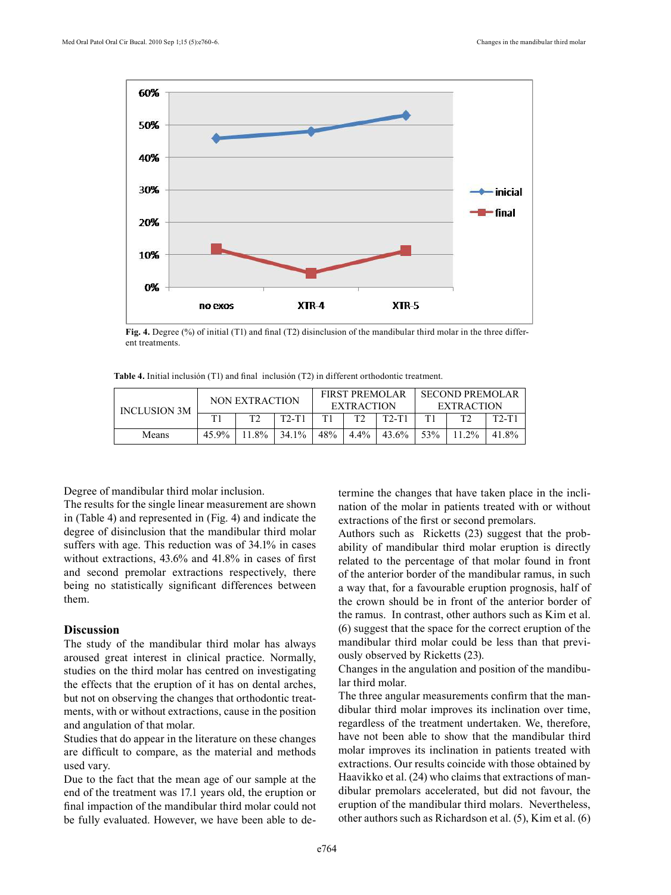**Fig. 4.** Degree (%) of initial (T1) and final (T2) disinclusion of the mandibular third molar in the three different treatments.

**Table 4.** Initial inclusión (T1) and final inclusión (T2) in different orthodontic treatment.

| INCLUSION 3M | NON EXTRACTION | | | FIRST PREMOLAR EXTRACTION | | | SECOND PREMOLAR EXTRACTION | | |
|---|---|---|---|---|---|---|---|---|---|
| | T1 | T2 | T2-T1 | T1 | T2 | T2-T1 | T1 | T2 | T2-T1 |
| Means | 45.9% | 11.8% | 34.1% | 48% | 4.4% | 43.6% | 53% | 11.2% | 41.8% |

Degree of mandibular third molar inclusion.

The results for the single linear measurement are shown in (Table 4) and represented in (Fig. 4) and indicate the degree of disinclusion that the mandibular third molar suffers with age. This reduction was of 34.1% in cases without extractions, 43.6% and 41.8% in cases of first and second premolar extractions respectively, there being no statistically significant differences between them.

## Discussion

The study of the mandibular third molar has always aroused great interest in clinical practice. Normally, studies on the third molar has centred on investigating the effects that the eruption of it has on dental arches, but not on observing the changes that orthodontic treatments, with or without extractions, cause in the position and angulation of that molar.

Studies that do appear in the literature on these changes are difficult to compare, as the material and methods used vary.

Due to the fact that the mean age of our sample at the end of the treatment was 17.1 years old, the eruption or final impaction of the mandibular third molar could not be fully evaluated. However, we have been able to determine the changes that have taken place in the inclination of the molar in patients treated with or without extractions of the first or second premolars.

Authors such as Ricketts (23) suggest that the probability of mandibular third molar eruption is directly related to the percentage of that molar found in front of the anterior border of the mandibular ramus, in such a way that, for a favourable eruption prognosis, half of the crown should be in front of the anterior border of the ramus. In contrast, other authors such as Kim et al. (6) suggest that the space for the correct eruption of the mandibular third molar could be less than that previously observed by Ricketts (23).

Changes in the angulation and position of the mandibular third molar.

The three angular measurements confirm that the mandibular third molar improves its inclination over time, regardless of the treatment undertaken. We, therefore, have not been able to show that the mandibular third molar improves its inclination in patients treated with extractions. Our results coincide with those obtained by Haavikko et al. (24) who claims that extractions of mandibular premolars accelerated, but did not favour, the eruption of the mandibular third molars. Nevertheless, other authors such as Richardson et al. (5), Kim et al. (6)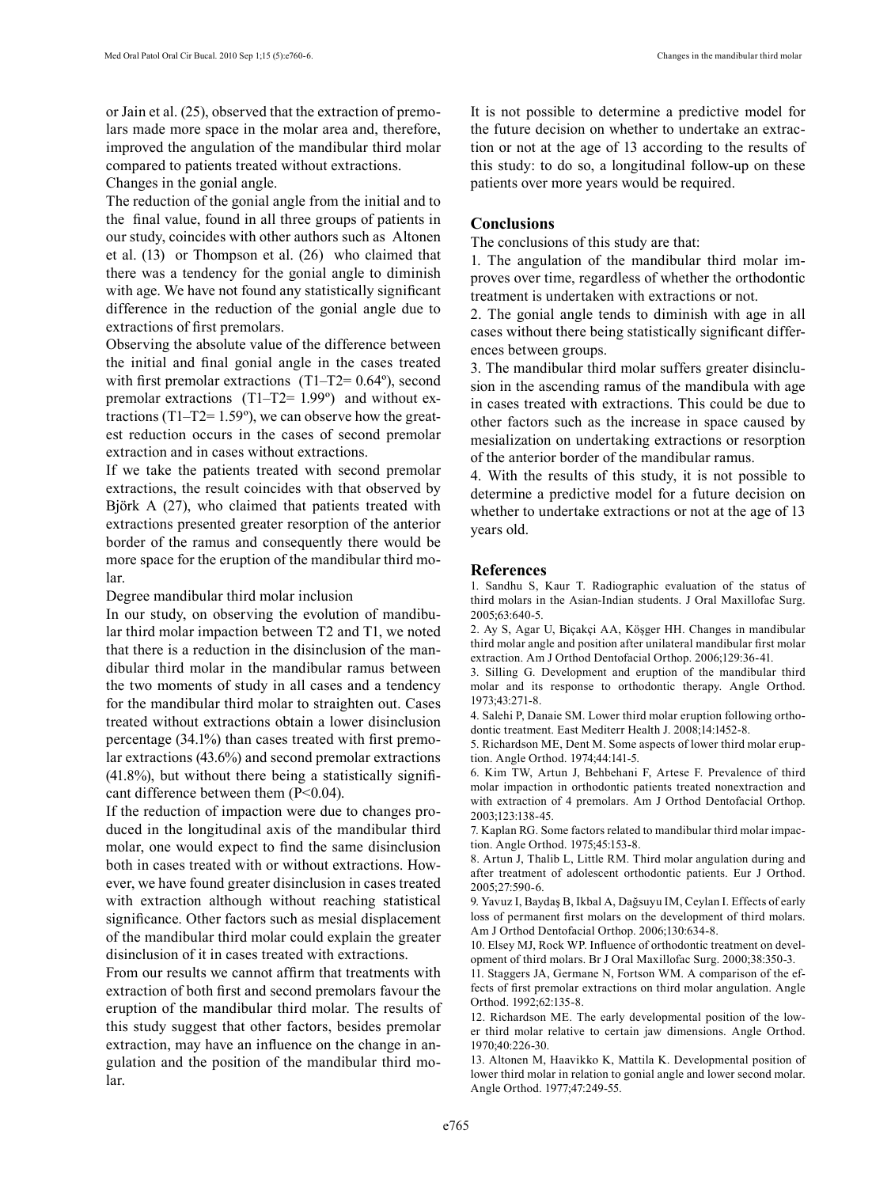or Jain et al. (25), observed that the extraction of premolars made more space in the molar area and, therefore, improved the angulation of the mandibular third molar compared to patients treated without extractions.

Changes in the gonial angle.

The reduction of the gonial angle from the initial and to the final value, found in all three groups of patients in our study, coincides with other authors such as Altonen et al. (13) or Thompson et al. (26) who claimed that there was a tendency for the gonial angle to diminish with age. We have not found any statistically significant difference in the reduction of the gonial angle due to extractions of first premolars.

Observing the absolute value of the difference between the initial and final gonial angle in the cases treated with first premolar extractions (T1–T2= 0.64º), second premolar extractions (T1–T2= 1.99º) and without extractions (T1–T2= 1.59º), we can observe how the greatest reduction occurs in the cases of second premolar extraction and in cases without extractions.

If we take the patients treated with second premolar extractions, the result coincides with that observed by Björk A (27), who claimed that patients treated with extractions presented greater resorption of the anterior border of the ramus and consequently there would be more space for the eruption of the mandibular third molar.

Degree mandibular third molar inclusion

In our study, on observing the evolution of mandibular third molar impaction between T2 and T1, we noted that there is a reduction in the disinclusion of the mandibular third molar in the mandibular ramus between the two moments of study in all cases and a tendency for the mandibular third molar to straighten out. Cases treated without extractions obtain a lower disinclusion percentage (34.1%) than cases treated with first premolar extractions (43.6%) and second premolar extractions (41.8%), but without there being a statistically significant difference between them ($P<0.04$).

If the reduction of impaction were due to changes produced in the longitudinal axis of the mandibular third molar, one would expect to find the same disinclusion both in cases treated with or without extractions. However, we have found greater disinclusion in cases treated with extraction although without reaching statistical significance. Other factors such as mesial displacement of the mandibular third molar could explain the greater disinclusion of it in cases treated with extractions.

From our results we cannot affirm that treatments with extraction of both first and second premolars favour the eruption of the mandibular third molar. The results of this study suggest that other factors, besides premolar extraction, may have an influence on the change in angulation and the position of the mandibular third molar.

It is not possible to determine a predictive model for the future decision on whether to undertake an extraction or not at the age of 13 according to the results of this study: to do so, a longitudinal follow-up on these patients over more years would be required.

## Conclusions

The conclusions of this study are that:

1. The angulation of the mandibular third molar improves over time, regardless of whether the orthodontic treatment is undertaken with extractions or not.
2. The gonial angle tends to diminish with age in all cases without there being statistically significant differences between groups.
3. The mandibular third molar suffers greater disinclusion in the ascending ramus of the mandibula with age in cases treated with extractions. This could be due to other factors such as the increase in space caused by mesialization on undertaking extractions or resorption of the anterior border of the mandibular ramus.
4. With the results of this study, it is not possible to determine a predictive model for a future decision on whether to undertake extractions or not at the age of 13 years old.

## References

1. Sandhu S, Kaur T. Radiographic evaluation of the status of third molars in the Asian-Indian students. J Oral Maxillofac Surg. 2005;63:640-5.
2. Ay S, Agar U, Biçakçi AA, Köşger HH. Changes in mandibular third molar angle and position after unilateral mandibular first molar extraction. Am J Orthod Dentofacial Orthop. 2006;129:36-41.
3. Silling G. Development and eruption of the mandibular third molar and its response to orthodontic therapy. Angle Orthod. 1973;43:271-8.
4. Salehi P, Danaie SM. Lower third molar eruption following orthodontic treatment. East Mediterr Health J. 2008;14:1452-8.
5. Richardson ME, Dent M. Some aspects of lower third molar eruption. Angle Orthod. 1974;44:141-5.
6. Kim TW, Artun J, Behbehani F, Artese F. Prevalence of third molar impaction in orthodontic patients treated nonextraction and with extraction of 4 premolars. Am J Orthod Dentofacial Orthop. 2003;123:138-45.
7. Kaplan RG. Some factors related to mandibular third molar impaction. Angle Orthod. 1975;45:153-8.
8. Artun J, Thalib L, Little RM. Third molar angulation during and after treatment of adolescent orthodontic patients. Eur J Orthod. 2005;27:590-6.
9. Yavuz I, Baydaş B, Ikbal A, Dağsuyu IM, Ceylan I. Effects of early loss of permanent first molars on the development of third molars. Am J Orthod Dentofacial Orthop. 2006;130:634-8.
10. Elsey MJ, Rock WP. Influence of orthodontic treatment on development of third molars. Br J Oral Maxillofac Surg. 2000;38:350-3.
11. Staggers JA, Germane N, Fortson WM. A comparison of the effects of first premolar extractions on third molar angulation. Angle Orthod. 1992;62:135-8.
12. Richardson ME. The early developmental position of the lower third molar relative to certain jaw dimensions. Angle Orthod. 1970;40:226-30.
13. Altonen M, Haavikko K, Mattila K. Developmental position of lower third molar in relation to gonial angle and lower second molar. Angle Orthod. 1977;47:249-55.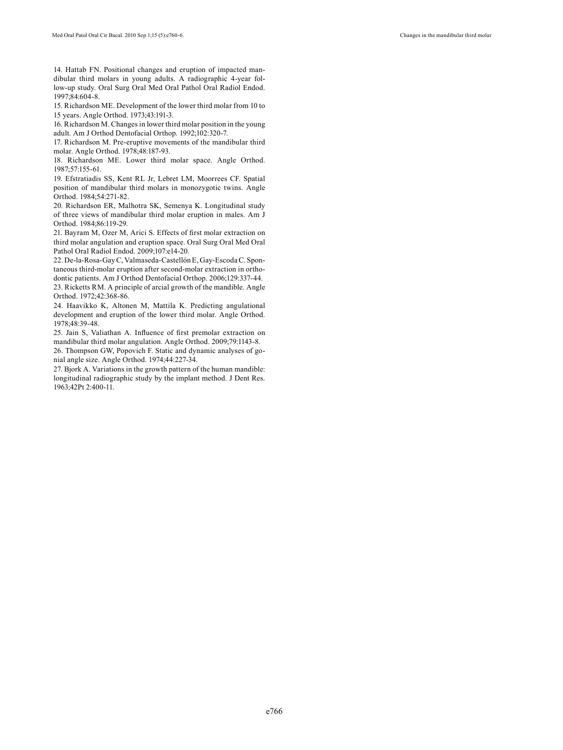14. Hattab FN. Positional changes and eruption of impacted mandibular third molars in young adults. A radiographic 4-year follow-up study. Oral Surg Oral Med Oral Pathol Oral Radiol Endod. 1997;84:604-8.

15. Richardson ME. Development of the lower third molar from 10 to 15 years. Angle Orthod. 1973;43:191-3.

16. Richardson M. Changes in lower third molar position in the young adult. Am J Orthod Dentofacial Orthop. 1992;102:320-7.

17. Richardson M. Pre-eruptive movements of the mandibular third molar. Angle Orthod. 1978;48:187-93.

18. Richardson ME. Lower third molar space. Angle Orthod. 1987;57:155-61.

19. Efstratiadis SS, Kent RL Jr, Lebret LM, Moorrees CF. Spatial position of mandibular third molars in monozygotic twins. Angle Orthod. 1984;54:271-82.

20. Richardson ER, Malhotra SK, Semenya K. Longitudinal study of three views of mandibular third molar eruption in males. Am J Orthod. 1984;86:119-29.

21. Bayram M, Ozer M, Arici S. Effects of first molar extraction on third molar angulation and eruption space. Oral Surg Oral Med Oral Pathol Oral Radiol Endod. 2009;107:e14-20.

22. De-la-Rosa-Gay C, Valmaseda-Castellón E, Gay-Escoda C. Spontaneous third-molar eruption after second-molar extraction in orthodontic patients. Am J Orthod Dentofacial Orthop. 2006;129:337-44.

23. Ricketts RM. A principle of arcial growth of the mandible. Angle Orthod. 1972;42:368-86.

24. Haavikko K, Altonen M, Mattila K. Predicting angulational development and eruption of the lower third molar. Angle Orthod. 1978;48:39-48.

25. Jain S, Valiathan A. Influence of first premolar extraction on mandibular third molar angulation. Angle Orthod. 2009;79:1143-8.

26. Thompson GW, Popovich F. Static and dynamic analyses of gonial angle size. Angle Orthod. 1974;44:227-34.

27. Bjork A. Variations in the growth pattern of the human mandible: longitudinal radiographic study by the implant method. J Dent Res. 1963;42Pt 2:400-11.